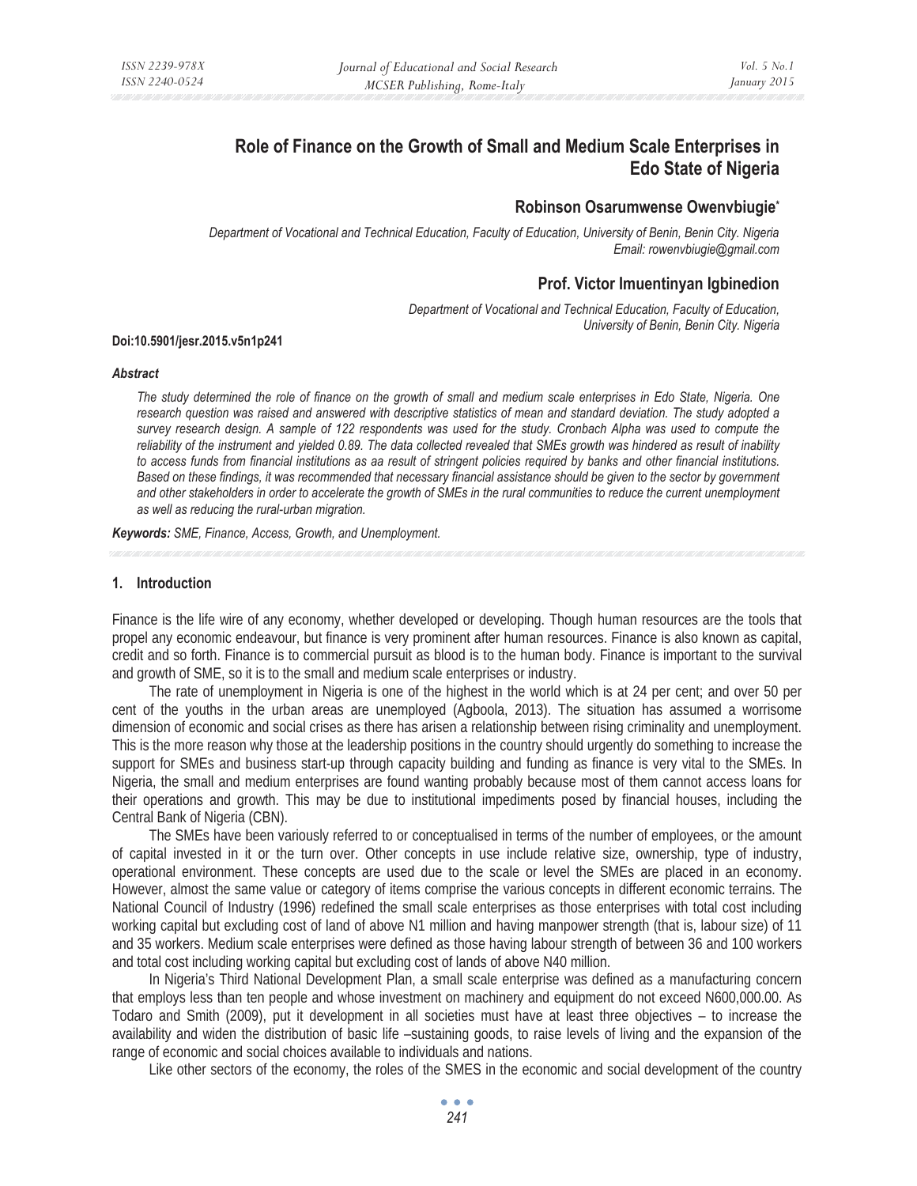# Role of Finance on the Growth of Small and Medium Scale Enterprises in Edo State of Nigeria

**Robinson Osarumwense Owenvbiugie***

*Department of Vocational and Technical Education, Faculty of Education, University of Benin, Benin City. Nigeria*
*Email: rowenvbiugie@gmail.com*

**Prof. Victor Imuentinyan Igbinedion**

*Department of Vocational and Technical Education, Faculty of Education, University of Benin, Benin City. Nigeria*

**Doi:10.5901/jesr.2015.v5n1p241**

***Abstract***

*The study determined the role of finance on the growth of small and medium scale enterprises in Edo State, Nigeria. One research question was raised and answered with descriptive statistics of mean and standard deviation. The study adopted a survey research design. A sample of 122 respondents was used for the study. Cronbach Alpha was used to compute the reliability of the instrument and yielded 0.89. The data collected revealed that SMEs growth was hindered as result of inability to access funds from financial institutions as aa result of stringent policies required by banks and other financial institutions. Based on these findings, it was recommended that necessary financial assistance should be given to the sector by government and other stakeholders in order to accelerate the growth of SMEs in the rural communities to reduce the current unemployment as well as reducing the rural-urban migration.*

***Keywords:*** *SME, Finance, Access, Growth, and Unemployment.*

## 1. Introduction

Finance is the life wire of any economy, whether developed or developing. Though human resources are the tools that propel any economic endeavour, but finance is very prominent after human resources. Finance is also known as capital, credit and so forth. Finance is to commercial pursuit as blood is to the human body. Finance is important to the survival and growth of SME, so it is to the small and medium scale enterprises or industry.

The rate of unemployment in Nigeria is one of the highest in the world which is at 24 per cent; and over 50 per cent of the youths in the urban areas are unemployed (Agboola, 2013). The situation has assumed a worrisome dimension of economic and social crises as there has arisen a relationship between rising criminality and unemployment. This is the more reason why those at the leadership positions in the country should urgently do something to increase the support for SMEs and business start-up through capacity building and funding as finance is very vital to the SMEs. In Nigeria, the small and medium enterprises are found wanting probably because most of them cannot access loans for their operations and growth. This may be due to institutional impediments posed by financial houses, including the Central Bank of Nigeria (CBN).

The SMEs have been variously referred to or conceptualised in terms of the number of employees, or the amount of capital invested in it or the turn over. Other concepts in use include relative size, ownership, type of industry, operational environment. These concepts are used due to the scale or level the SMEs are placed in an economy. However, almost the same value or category of items comprise the various concepts in different economic terrains. The National Council of Industry (1996) redefined the small scale enterprises as those enterprises with total cost including working capital but excluding cost of land of above N1 million and having manpower strength (that is, labour size) of 11 and 35 workers. Medium scale enterprises were defined as those having labour strength of between 36 and 100 workers and total cost including working capital but excluding cost of lands of above N40 million.

In Nigeria's Third National Development Plan, a small scale enterprise was defined as a manufacturing concern that employs less than ten people and whose investment on machinery and equipment do not exceed N600,000.00. As Todaro and Smith (2009), put it development in all societies must have at least three objectives – to increase the availability and widen the distribution of basic life –sustaining goods, to raise levels of living and the expansion of the range of economic and social choices available to individuals and nations.

Like other sectors of the economy, the roles of the SMES in the economic and social development of the country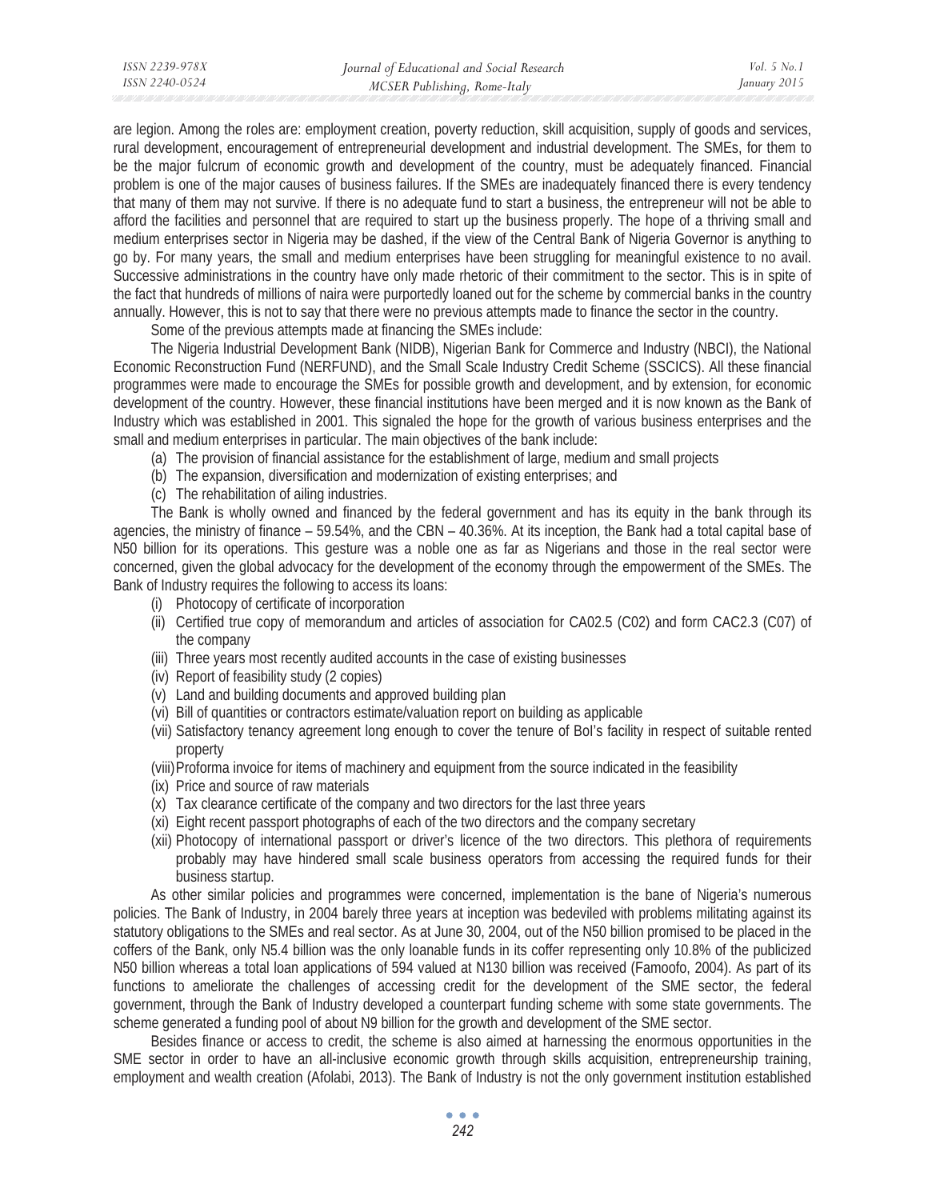are legion. Among the roles are: employment creation, poverty reduction, skill acquisition, supply of goods and services, rural development, encouragement of entrepreneurial development and industrial development. The SMEs, for them to be the major fulcrum of economic growth and development of the country, must be adequately financed. Financial problem is one of the major causes of business failures. If the SMEs are inadequately financed there is every tendency that many of them may not survive. If there is no adequate fund to start a business, the entrepreneur will not be able to afford the facilities and personnel that are required to start up the business properly. The hope of a thriving small and medium enterprises sector in Nigeria may be dashed, if the view of the Central Bank of Nigeria Governor is anything to go by. For many years, the small and medium enterprises have been struggling for meaningful existence to no avail. Successive administrations in the country have only made rhetoric of their commitment to the sector. This is in spite of the fact that hundreds of millions of naira were purportedly loaned out for the scheme by commercial banks in the country annually. However, this is not to say that there were no previous attempts made to finance the sector in the country.

Some of the previous attempts made at financing the SMEs include:

The Nigeria Industrial Development Bank (NIDB), Nigerian Bank for Commerce and Industry (NBCI), the National Economic Reconstruction Fund (NERFUND), and the Small Scale Industry Credit Scheme (SSCICS). All these financial programmes were made to encourage the SMEs for possible growth and development, and by extension, for economic development of the country. However, these financial institutions have been merged and it is now known as the Bank of Industry which was established in 2001. This signaled the hope for the growth of various business enterprises and the small and medium enterprises in particular. The main objectives of the bank include:

(a) The provision of financial assistance for the establishment of large, medium and small projects
(b) The expansion, diversification and modernization of existing enterprises; and
(c) The rehabilitation of ailing industries.

The Bank is wholly owned and financed by the federal government and has its equity in the bank through its agencies, the ministry of finance – 59.54%, and the CBN – 40.36%. At its inception, the Bank had a total capital base of N50 billion for its operations. This gesture was a noble one as far as Nigerians and those in the real sector were concerned, given the global advocacy for the development of the economy through the empowerment of the SMEs. The Bank of Industry requires the following to access its loans:

(i) Photocopy of certificate of incorporation
(ii) Certified true copy of memorandum and articles of association for CA02.5 (C02) and form CAC2.3 (C07) of the company
(iii) Three years most recently audited accounts in the case of existing businesses
(iv) Report of feasibility study (2 copies)
(v) Land and building documents and approved building plan
(vi) Bill of quantities or contractors estimate/valuation report on building as applicable
(vii) Satisfactory tenancy agreement long enough to cover the tenure of BoI's facility in respect of suitable rented property
(viii) Proforma invoice for items of machinery and equipment from the source indicated in the feasibility
(ix) Price and source of raw materials
(x) Tax clearance certificate of the company and two directors for the last three years
(xi) Eight recent passport photographs of each of the two directors and the company secretary
(xii) Photocopy of international passport or driver's licence of the two directors. This plethora of requirements probably may have hindered small scale business operators from accessing the required funds for their business startup.

As other similar policies and programmes were concerned, implementation is the bane of Nigeria's numerous policies. The Bank of Industry, in 2004 barely three years at inception was bedeviled with problems militating against its statutory obligations to the SMEs and real sector. As at June 30, 2004, out of the N50 billion promised to be placed in the coffers of the Bank, only N5.4 billion was the only loanable funds in its coffer representing only 10.8% of the publicized N50 billion whereas a total loan applications of 594 valued at N130 billion was received (Famoofo, 2004). As part of its functions to ameliorate the challenges of accessing credit for the development of the SME sector, the federal government, through the Bank of Industry developed a counterpart funding scheme with some state governments. The scheme generated a funding pool of about N9 billion for the growth and development of the SME sector.

Besides finance or access to credit, the scheme is also aimed at harnessing the enormous opportunities in the SME sector in order to have an all-inclusive economic growth through skills acquisition, entrepreneurship training, employment and wealth creation (Afolabi, 2013). The Bank of Industry is not the only government institution established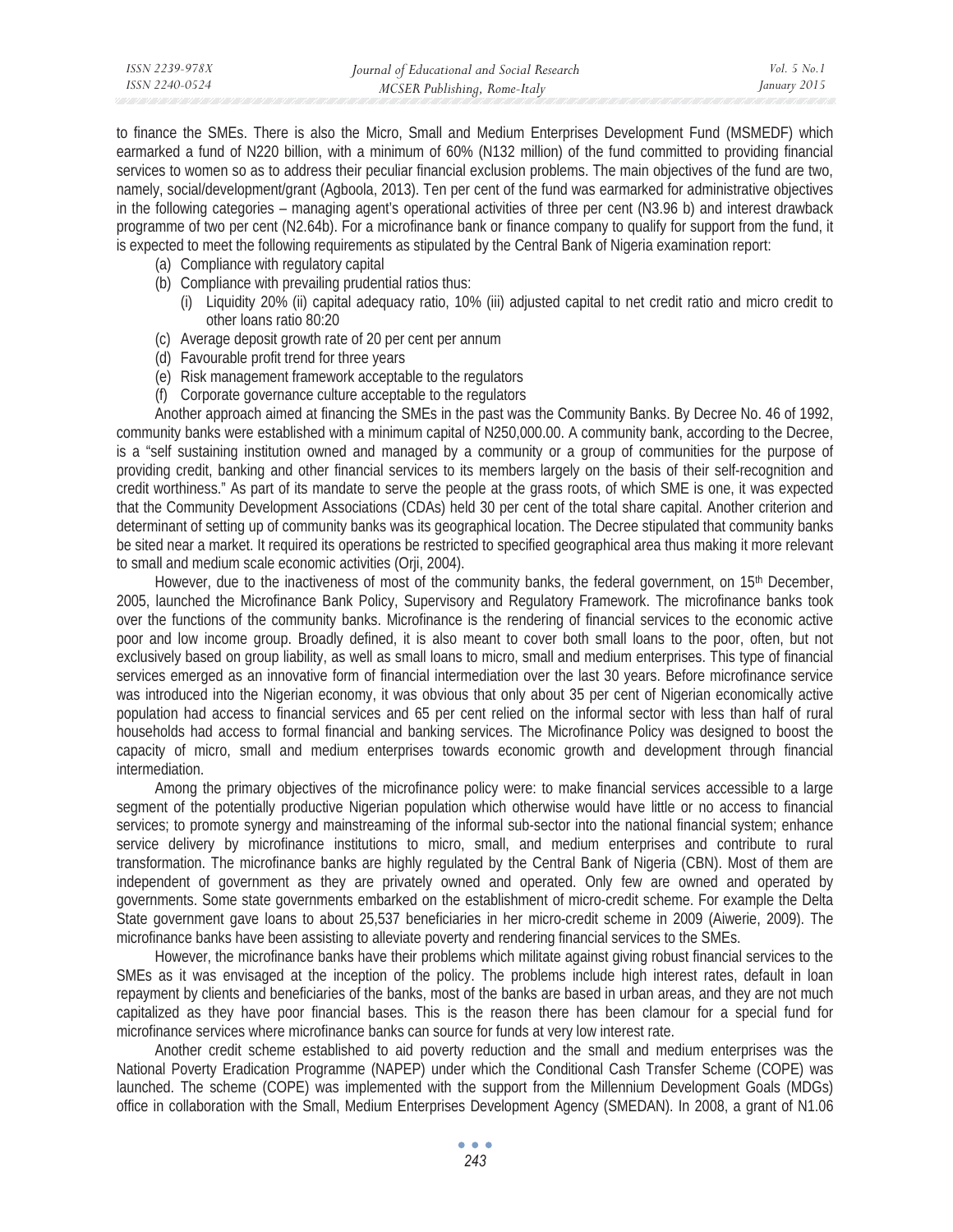to finance the SMEs. There is also the Micro, Small and Medium Enterprises Development Fund (MSMEDF) which earmarked a fund of N220 billion, with a minimum of 60% (N132 million) of the fund committed to providing financial services to women so as to address their peculiar financial exclusion problems. The main objectives of the fund are two, namely, social/development/grant (Agboola, 2013). Ten per cent of the fund was earmarked for administrative objectives in the following categories – managing agent's operational activities of three per cent (N3.96 b) and interest drawback programme of two per cent (N2.64b). For a microfinance bank or finance company to qualify for support from the fund, it is expected to meet the following requirements as stipulated by the Central Bank of Nigeria examination report:

- (a) Compliance with regulatory capital
- (b) Compliance with prevailing prudential ratios thus:
  - (i) Liquidity 20% (ii) capital adequacy ratio, 10% (iii) adjusted capital to net credit ratio and micro credit to other loans ratio 80:20
- (c) Average deposit growth rate of 20 per cent per annum
- (d) Favourable profit trend for three years
- (e) Risk management framework acceptable to the regulators
- (f) Corporate governance culture acceptable to the regulators

Another approach aimed at financing the SMEs in the past was the Community Banks. By Decree No. 46 of 1992, community banks were established with a minimum capital of N250,000.00. A community bank, according to the Decree, is a "self sustaining institution owned and managed by a community or a group of communities for the purpose of providing credit, banking and other financial services to its members largely on the basis of their self-recognition and credit worthiness." As part of its mandate to serve the people at the grass roots, of which SME is one, it was expected that the Community Development Associations (CDAs) held 30 per cent of the total share capital. Another criterion and determinant of setting up of community banks was its geographical location. The Decree stipulated that community banks be sited near a market. It required its operations be restricted to specified geographical area thus making it more relevant to small and medium scale economic activities (Orji, 2004).

However, due to the inactiveness of most of the community banks, the federal government, on 15th December, 2005, launched the Microfinance Bank Policy, Supervisory and Regulatory Framework. The microfinance banks took over the functions of the community banks. Microfinance is the rendering of financial services to the economic active poor and low income group. Broadly defined, it is also meant to cover both small loans to the poor, often, but not exclusively based on group liability, as well as small loans to micro, small and medium enterprises. This type of financial services emerged as an innovative form of financial intermediation over the last 30 years. Before microfinance service was introduced into the Nigerian economy, it was obvious that only about 35 per cent of Nigerian economically active population had access to financial services and 65 per cent relied on the informal sector with less than half of rural households had access to formal financial and banking services. The Microfinance Policy was designed to boost the capacity of micro, small and medium enterprises towards economic growth and development through financial intermediation.

Among the primary objectives of the microfinance policy were: to make financial services accessible to a large segment of the potentially productive Nigerian population which otherwise would have little or no access to financial services; to promote synergy and mainstreaming of the informal sub-sector into the national financial system; enhance service delivery by microfinance institutions to micro, small, and medium enterprises and contribute to rural transformation. The microfinance banks are highly regulated by the Central Bank of Nigeria (CBN). Most of them are independent of government as they are privately owned and operated. Only few are owned and operated by governments. Some state governments embarked on the establishment of micro-credit scheme. For example the Delta State government gave loans to about 25,537 beneficiaries in her micro-credit scheme in 2009 (Aiwerie, 2009). The microfinance banks have been assisting to alleviate poverty and rendering financial services to the SMEs.

However, the microfinance banks have their problems which militate against giving robust financial services to the SMEs as it was envisaged at the inception of the policy. The problems include high interest rates, default in loan repayment by clients and beneficiaries of the banks, most of the banks are based in urban areas, and they are not much capitalized as they have poor financial bases. This is the reason there has been clamour for a special fund for microfinance services where microfinance banks can source for funds at very low interest rate.

Another credit scheme established to aid poverty reduction and the small and medium enterprises was the National Poverty Eradication Programme (NAPEP) under which the Conditional Cash Transfer Scheme (COPE) was launched. The scheme (COPE) was implemented with the support from the Millennium Development Goals (MDGs) office in collaboration with the Small, Medium Enterprises Development Agency (SMEDAN). In 2008, a grant of N1.06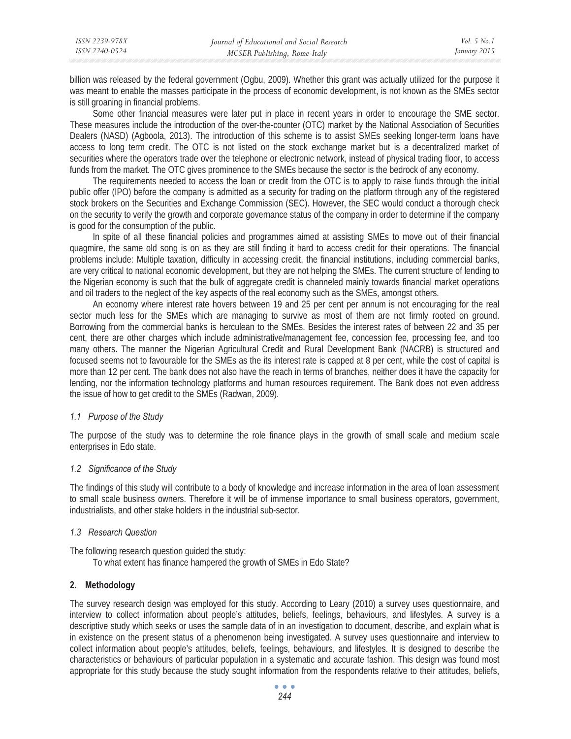billion was released by the federal government (Ogbu, 2009). Whether this grant was actually utilized for the purpose it was meant to enable the masses participate in the process of economic development, is not known as the SMEs sector is still groaning in financial problems.

Some other financial measures were later put in place in recent years in order to encourage the SME sector. These measures include the introduction of the over-the-counter (OTC) market by the National Association of Securities Dealers (NASD) (Agboola, 2013). The introduction of this scheme is to assist SMEs seeking longer-term loans have access to long term credit. The OTC is not listed on the stock exchange market but is a decentralized market of securities where the operators trade over the telephone or electronic network, instead of physical trading floor, to access funds from the market. The OTC gives prominence to the SMEs because the sector is the bedrock of any economy.

The requirements needed to access the loan or credit from the OTC is to apply to raise funds through the initial public offer (IPO) before the company is admitted as a security for trading on the platform through any of the registered stock brokers on the Securities and Exchange Commission (SEC). However, the SEC would conduct a thorough check on the security to verify the growth and corporate governance status of the company in order to determine if the company is good for the consumption of the public.

In spite of all these financial policies and programmes aimed at assisting SMEs to move out of their financial quagmire, the same old song is on as they are still finding it hard to access credit for their operations. The financial problems include: Multiple taxation, difficulty in accessing credit, the financial institutions, including commercial banks, are very critical to national economic development, but they are not helping the SMEs. The current structure of lending to the Nigerian economy is such that the bulk of aggregate credit is channeled mainly towards financial market operations and oil traders to the neglect of the key aspects of the real economy such as the SMEs, amongst others.

An economy where interest rate hovers between 19 and 25 per cent per annum is not encouraging for the real sector much less for the SMEs which are managing to survive as most of them are not firmly rooted on ground. Borrowing from the commercial banks is herculean to the SMEs. Besides the interest rates of between 22 and 35 per cent, there are other charges which include administrative/management fee, concession fee, processing fee, and too many others. The manner the Nigerian Agricultural Credit and Rural Development Bank (NACRB) is structured and focused seems not to favourable for the SMEs as the its interest rate is capped at 8 per cent, while the cost of capital is more than 12 per cent. The bank does not also have the reach in terms of branches, neither does it have the capacity for lending, nor the information technology platforms and human resources requirement. The Bank does not even address the issue of how to get credit to the SMEs (Radwan, 2009).

### *1.1 Purpose of the Study*

The purpose of the study was to determine the role finance plays in the growth of small scale and medium scale enterprises in Edo state.

### *1.2 Significance of the Study*

The findings of this study will contribute to a body of knowledge and increase information in the area of loan assessment to small scale business owners. Therefore it will be of immense importance to small business operators, government, industrialists, and other stake holders in the industrial sub-sector.

### *1.3 Research Question*

The following research question guided the study:

To what extent has finance hampered the growth of SMEs in Edo State?

## 2. Methodology

The survey research design was employed for this study. According to Leary (2010) a survey uses questionnaire, and interview to collect information about people's attitudes, beliefs, feelings, behaviours, and lifestyles. A survey is a descriptive study which seeks or uses the sample data of in an investigation to document, describe, and explain what is in existence on the present status of a phenomenon being investigated. A survey uses questionnaire and interview to collect information about people's attitudes, beliefs, feelings, behaviours, and lifestyles. It is designed to describe the characteristics or behaviours of particular population in a systematic and accurate fashion. This design was found most appropriate for this study because the study sought information from the respondents relative to their attitudes, beliefs,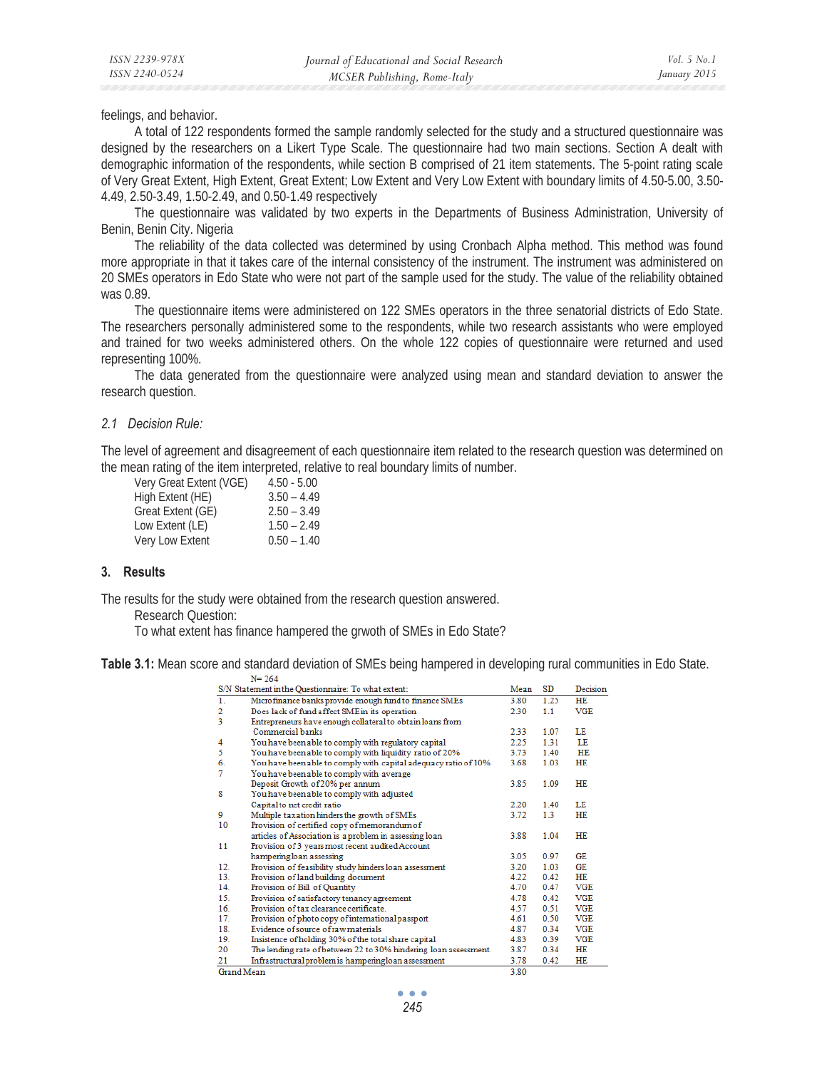feelings, and behavior.

A total of 122 respondents formed the sample randomly selected for the study and a structured questionnaire was designed by the researchers on a Likert Type Scale. The questionnaire had two main sections. Section A dealt with demographic information of the respondents, while section B comprised of 21 item statements. The 5-point rating scale of Very Great Extent, High Extent, Great Extent; Low Extent and Very Low Extent with boundary limits of 4.50-5.00, 3.50-4.49, 2.50-3.49, 1.50-2.49, and 0.50-1.49 respectively

The questionnaire was validated by two experts in the Departments of Business Administration, University of Benin, Benin City. Nigeria

The reliability of the data collected was determined by using Cronbach Alpha method. This method was found more appropriate in that it takes care of the internal consistency of the instrument. The instrument was administered on 20 SMEs operators in Edo State who were not part of the sample used for the study. The value of the reliability obtained was 0.89.

The questionnaire items were administered on 122 SMEs operators in the three senatorial districts of Edo State. The researchers personally administered some to the respondents, while two research assistants who were employed and trained for two weeks administered others. On the whole 122 copies of questionnaire were returned and used representing 100%.

The data generated from the questionnaire were analyzed using mean and standard deviation to answer the research question.

### 2.1 *Decision Rule:*

The level of agreement and disagreement of each questionnaire item related to the research question was determined on the mean rating of the item interpreted, relative to real boundary limits of number.

| | |
|---|---|
| Very Great Extent (VGE) | 4.50 - 5.00 |
| High Extent (HE) | 3.50 – 4.49 |
| Great Extent (GE) | 2.50 – 3.49 |
| Low Extent (LE) | 1.50 – 2.49 |
| Very Low Extent | 0.50 – 1.40 |

## 3. Results

The results for the study were obtained from the research question answered.

Research Question:

To what extent has finance hampered the grwoth of SMEs in Edo State?

**Table 3.1:** Mean score and standard deviation of SMEs being hampered in developing rural communities in Edo State.

N= 264

| S/N | Statement in the Questionnaire: To what extent: | Mean | SD | Decision |
|---|---|---|---|---|
| 1. | Microfinance banks provide enough fund to finance SMEs | 3.80 | 1.25 | HE |
| 2 | Does lack of fund affect SME in its operation | 2.30 | 1.1 | VGE |
| 3 | Entrepreneurs have enough collateral to obtain loans from Commercial banks | 2.33 | 1.07 | LE |
| 4 | You have been able to comply with regulatory capital | 2.25 | 1.31 | LE |
| 5 | You have been able to comply with liquidity ratio of 20% | 3.73 | 1.40 | HE |
| 6. | You have been able to comply with capital adequacy ratio of 10% | 3.68 | 1.03 | HE |
| 7 | You have been able to comply with average Deposit Growth of 20% per annum | 3.85 | 1.09 | HE |
| 8 | You have been able to comply with adjusted Capital to net credit ratio | 2.20 | 1.40 | LE |
| 9 | Multiple taxation hinders the growth of SMEs | 3.72 | 1.3 | HE |
| 10 | Provision of certified copy of memorandum of articles of Association is a problem in assessing loan | 3.88 | 1.04 | HE |
| 11 | Provision of 3 years most recent audited Account hampering loan assessing | 3.05 | 0.97 | GE |
| 12. | Provision of feasibility study hinders loan assessment | 3.20 | 1.03 | GE |
| 13. | Provision of land building document | 4.22 | 0.42 | HE |
| 14. | Provision of Bill of Quantity | 4.70 | 0.47 | VGE |
| 15. | Provision of satisfactory tenancy agreement | 4.78 | 0.42 | VGE |
| 16. | Provision of tax clearance certificate. | 4.57 | 0.51 | VGE |
| 17. | Provision of photo copy of international passport | 4.61 | 0.50 | VGE |
| 18. | Evidence of source of raw materials | 4.87 | 0.34 | VGE |
| 19. | Insistence of holding 30% of the total share capital | 4.83 | 0.39 | VGE |
| 20 | The lending rate of between 22 to 30% hindering loan assessment. | 3.87 | 0.34 | HE |
| 21 | Infrastructural problem is hampering loan assessment | 3.78 | 0.42 | HE |
| Grand Mean | | 3.80 | | |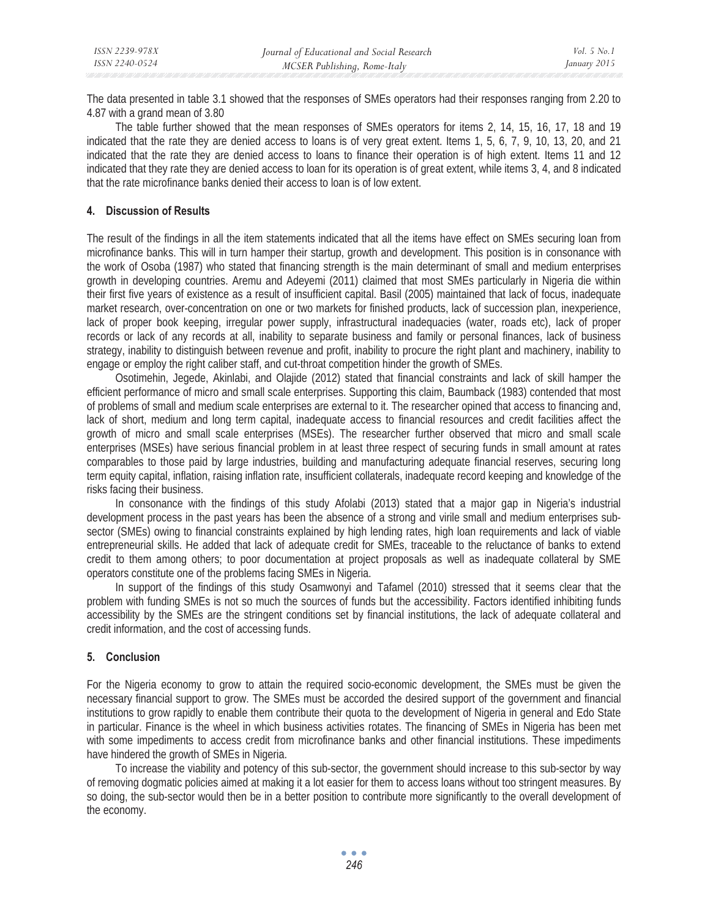The data presented in table 3.1 showed that the responses of SMEs operators had their responses ranging from 2.20 to 4.87 with a grand mean of 3.80

The table further showed that the mean responses of SMEs operators for items 2, 14, 15, 16, 17, 18 and 19 indicated that the rate they are denied access to loans is of very great extent. Items 1, 5, 6, 7, 9, 10, 13, 20, and 21 indicated that the rate they are denied access to loans to finance their operation is of high extent. Items 11 and 12 indicated that they rate they are denied access to loan for its operation is of great extent, while items 3, 4, and 8 indicated that the rate microfinance banks denied their access to loan is of low extent.

## 4. Discussion of Results

The result of the findings in all the item statements indicated that all the items have effect on SMEs securing loan from microfinance banks. This will in turn hamper their startup, growth and development. This position is in consonance with the work of Osoba (1987) who stated that financing strength is the main determinant of small and medium enterprises growth in developing countries. Aremu and Adeyemi (2011) claimed that most SMEs particularly in Nigeria die within their first five years of existence as a result of insufficient capital. Basil (2005) maintained that lack of focus, inadequate market research, over-concentration on one or two markets for finished products, lack of succession plan, inexperience, lack of proper book keeping, irregular power supply, infrastructural inadequacies (water, roads etc), lack of proper records or lack of any records at all, inability to separate business and family or personal finances, lack of business strategy, inability to distinguish between revenue and profit, inability to procure the right plant and machinery, inability to engage or employ the right caliber staff, and cut-throat competition hinder the growth of SMEs.

Osotimehin, Jegede, Akinlabi, and Olajide (2012) stated that financial constraints and lack of skill hamper the efficient performance of micro and small scale enterprises. Supporting this claim, Baumback (1983) contended that most of problems of small and medium scale enterprises are external to it. The researcher opined that access to financing and, lack of short, medium and long term capital, inadequate access to financial resources and credit facilities affect the growth of micro and small scale enterprises (MSEs). The researcher further observed that micro and small scale enterprises (MSEs) have serious financial problem in at least three respect of securing funds in small amount at rates comparables to those paid by large industries, building and manufacturing adequate financial reserves, securing long term equity capital, inflation, raising inflation rate, insufficient collaterals, inadequate record keeping and knowledge of the risks facing their business.

In consonance with the findings of this study Afolabi (2013) stated that a major gap in Nigeria's industrial development process in the past years has been the absence of a strong and virile small and medium enterprises sub-sector (SMEs) owing to financial constraints explained by high lending rates, high loan requirements and lack of viable entrepreneurial skills. He added that lack of adequate credit for SMEs, traceable to the reluctance of banks to extend credit to them among others; to poor documentation at project proposals as well as inadequate collateral by SME operators constitute one of the problems facing SMEs in Nigeria.

In support of the findings of this study Osamwonyi and Tafamel (2010) stressed that it seems clear that the problem with funding SMEs is not so much the sources of funds but the accessibility. Factors identified inhibiting funds accessibility by the SMEs are the stringent conditions set by financial institutions, the lack of adequate collateral and credit information, and the cost of accessing funds.

## 5. Conclusion

For the Nigeria economy to grow to attain the required socio-economic development, the SMEs must be given the necessary financial support to grow. The SMEs must be accorded the desired support of the government and financial institutions to grow rapidly to enable them contribute their quota to the development of Nigeria in general and Edo State in particular. Finance is the wheel in which business activities rotates. The financing of SMEs in Nigeria has been met with some impediments to access credit from microfinance banks and other financial institutions. These impediments have hindered the growth of SMEs in Nigeria.

To increase the viability and potency of this sub-sector, the government should increase to this sub-sector by way of removing dogmatic policies aimed at making it a lot easier for them to access loans without too stringent measures. By so doing, the sub-sector would then be in a better position to contribute more significantly to the overall development of the economy.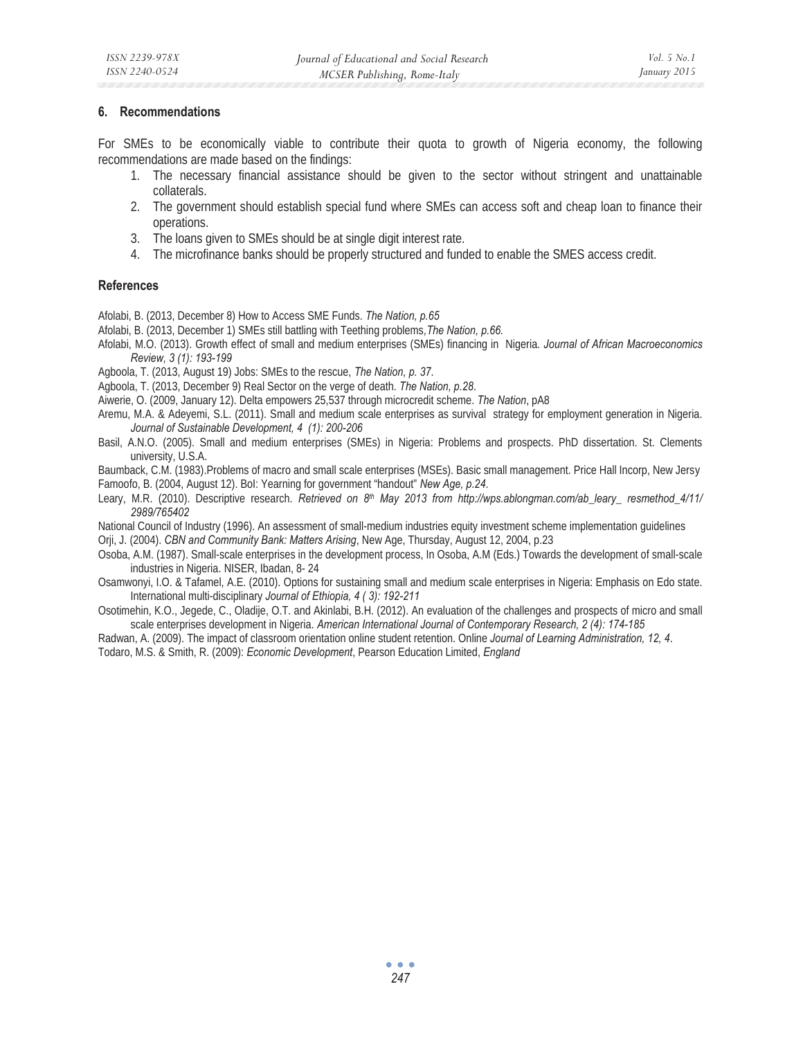## 6. Recommendations

For SMEs to be economically viable to contribute their quota to growth of Nigeria economy, the following recommendations are made based on the findings:

1. The necessary financial assistance should be given to the sector without stringent and unattainable collaterals.
2. The government should establish special fund where SMEs can access soft and cheap loan to finance their operations.
3. The loans given to SMEs should be at single digit interest rate.
4. The microfinance banks should be properly structured and funded to enable the SMES access credit.

## References

Afolabi, B. (2013, December 8) How to Access SME Funds. *The Nation, p.65*

Afolabi, B. (2013, December 1) SMEs still battling with Teething problems,*The Nation, p.66.*

Afolabi, M.O. (2013). Growth effect of small and medium enterprises (SMEs) financing in Nigeria. *Journal of African Macroeconomics Review, 3 (1): 193-199*

Agboola, T. (2013, August 19) Jobs: SMEs to the rescue, *The Nation, p. 37*.

Agboola, T. (2013, December 9) Real Sector on the verge of death. *The Nation, p.28*.

Aiwerie, O. (2009, January 12). Delta empowers 25,537 through microcredit scheme. *The Nation*, pA8

Aremu, M.A. & Adeyemi, S.L. (2011). Small and medium scale enterprises as survival strategy for employment generation in Nigeria. *Journal of Sustainable Development, 4 (1): 200-206*

Basil, A.N.O. (2005). Small and medium enterprises (SMEs) in Nigeria: Problems and prospects. PhD dissertation. St. Clements university, U.S.A.

Baumback, C.M. (1983).Problems of macro and small scale enterprises (MSEs). Basic small management. Price Hall Incorp, New Jersy

Famoofo, B. (2004, August 12). BoI: Yearning for government "handout" *New Age, p.24*.

Leary, M.R. (2010). Descriptive research. *Retrieved on 8th May 2013 from http://wps.ablongman.com/ab_leary_ resmethod_4/11/ 2989/765402*

National Council of Industry (1996). An assessment of small-medium industries equity investment scheme implementation guidelines

Orji, J. (2004). *CBN and Community Bank: Matters Arising*, New Age, Thursday, August 12, 2004, p.23

Osoba, A.M. (1987). Small-scale enterprises in the development process, In Osoba, A.M (Eds.) Towards the development of small-scale industries in Nigeria. NISER, Ibadan, 8- 24

Osamwonyi, I.O. & Tafamel, A.E. (2010). Options for sustaining small and medium scale enterprises in Nigeria: Emphasis on Edo state. International multi-disciplinary *Journal of Ethiopia, 4 ( 3): 192-211*

Osotimehin, K.O., Jegede, C., Oladije, O.T. and Akinlabi, B.H. (2012). An evaluation of the challenges and prospects of micro and small scale enterprises development in Nigeria. *American International Journal of Contemporary Research, 2 (4): 174-185*

Radwan, A. (2009). The impact of classroom orientation online student retention. Online *Journal of Learning Administration, 12, 4*.

Todaro, M.S. & Smith, R. (2009): *Economic Development*, Pearson Education Limited, *England*